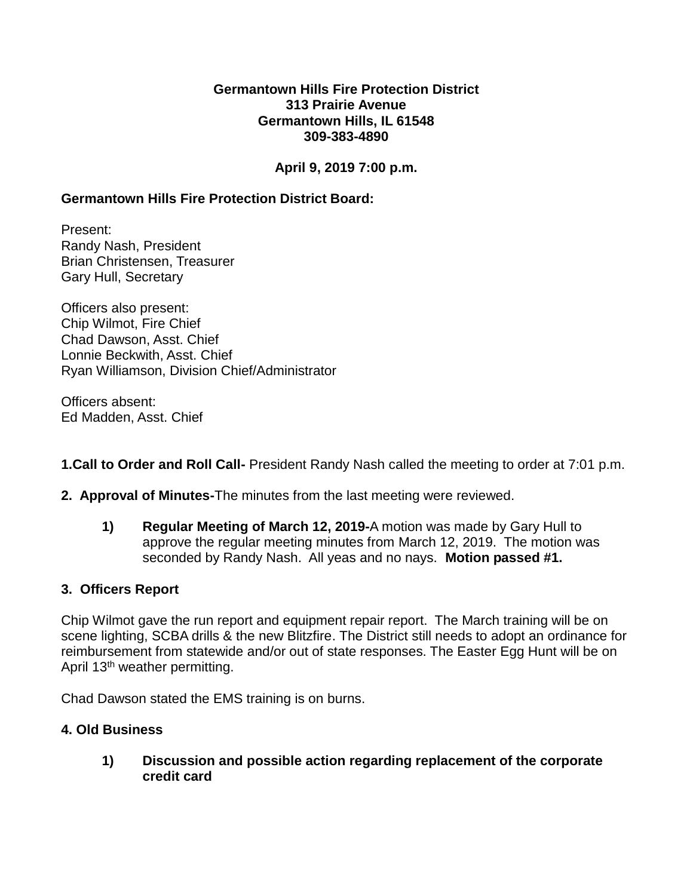**Germantown Hills Fire Protection District**
**313 Prairie Avenue**
**Germantown Hills, IL 61548**
**309-383-4890**

**April 9, 2019 7:00 p.m.**

**Germantown Hills Fire Protection District Board:**

Present:
Randy Nash, President
Brian Christensen, Treasurer
Gary Hull, Secretary

Officers also present:
Chip Wilmot, Fire Chief
Chad Dawson, Asst. Chief
Lonnie Beckwith, Asst. Chief
Ryan Williamson, Division Chief/Administrator

Officers absent:
Ed Madden, Asst. Chief

**1.Call to Order and Roll Call-** President Randy Nash called the meeting to order at 7:01 p.m.

**2. Approval of Minutes-**The minutes from the last meeting were reviewed.

1) **Regular Meeting of March 12, 2019-**A motion was made by Gary Hull to approve the regular meeting minutes from March 12, 2019. The motion was seconded by Randy Nash. All yeas and no nays. **Motion passed #1.**

**3. Officers Report**

Chip Wilmot gave the run report and equipment repair report. The March training will be on scene lighting, SCBA drills & the new Blitzfire. The District still needs to adopt an ordinance for reimbursement from statewide and/or out of state responses. The Easter Egg Hunt will be on April 13th weather permitting.

Chad Dawson stated the EMS training is on burns.

**4. Old Business**

1) **Discussion and possible action regarding replacement of the corporate credit card**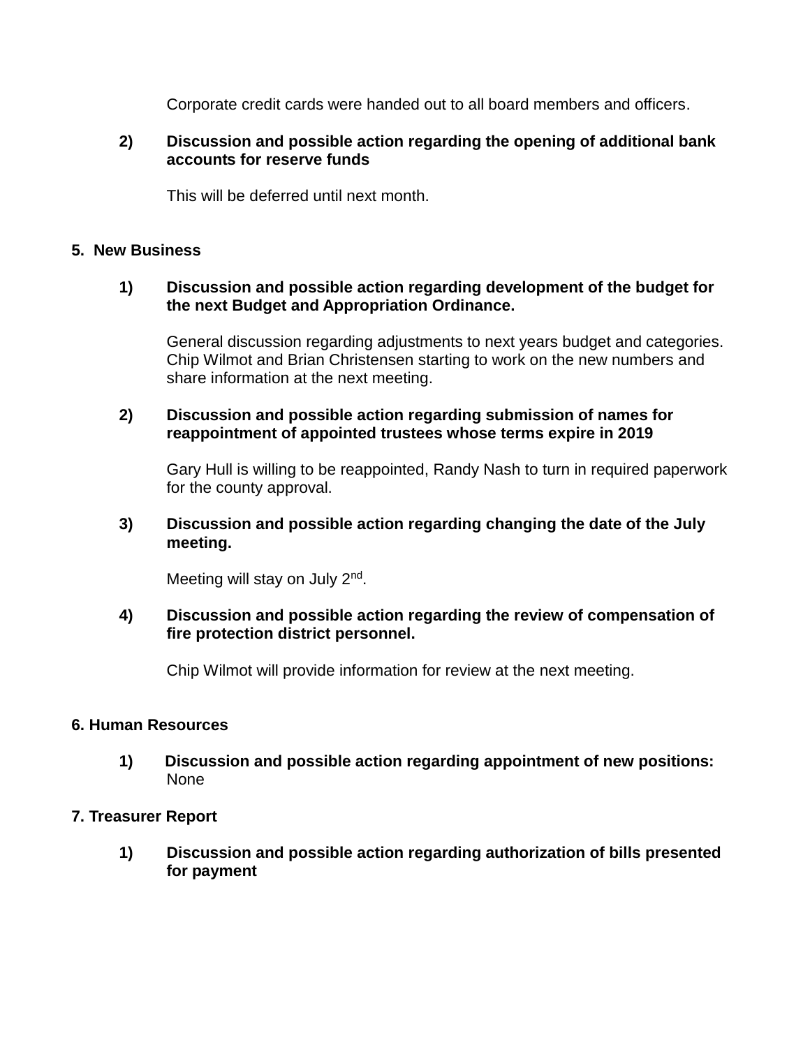Corporate credit cards were handed out to all board members and officers.

**2) Discussion and possible action regarding the opening of additional bank accounts for reserve funds**

This will be deferred until next month.

## 5. New Business

**1) Discussion and possible action regarding development of the budget for the next Budget and Appropriation Ordinance.**

General discussion regarding adjustments to next years budget and categories. Chip Wilmot and Brian Christensen starting to work on the new numbers and share information at the next meeting.

**2) Discussion and possible action regarding submission of names for reappointment of appointed trustees whose terms expire in 2019**

Gary Hull is willing to be reappointed, Randy Nash to turn in required paperwork for the county approval.

**3) Discussion and possible action regarding changing the date of the July meeting.**

Meeting will stay on July 2nd.

**4) Discussion and possible action regarding the review of compensation of fire protection district personnel.**

Chip Wilmot will provide information for review at the next meeting.

## 6. Human Resources

**1) Discussion and possible action regarding appointment of new positions:**
None

## 7. Treasurer Report

**1) Discussion and possible action regarding authorization of bills presented for payment**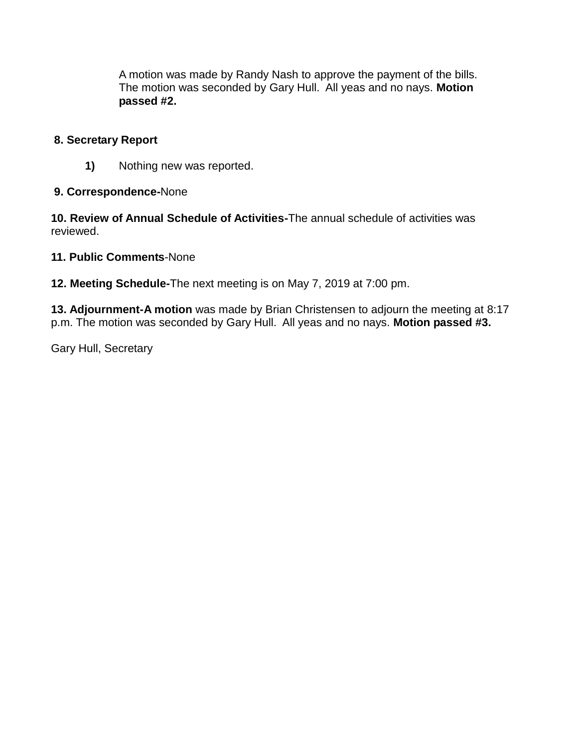A motion was made by Randy Nash to approve the payment of the bills. The motion was seconded by Gary Hull. All yeas and no nays. **Motion passed #2.**

**8. Secretary Report**

**1)** Nothing new was reported.

**9. Correspondence-**None

**10. Review of Annual Schedule of Activities-**The annual schedule of activities was reviewed.

**11. Public Comments**-None

**12. Meeting Schedule-**The next meeting is on May 7, 2019 at 7:00 pm.

**13. Adjournment-A motion** was made by Brian Christensen to adjourn the meeting at 8:17 p.m. The motion was seconded by Gary Hull. All yeas and no nays. **Motion passed #3.**

Gary Hull, Secretary